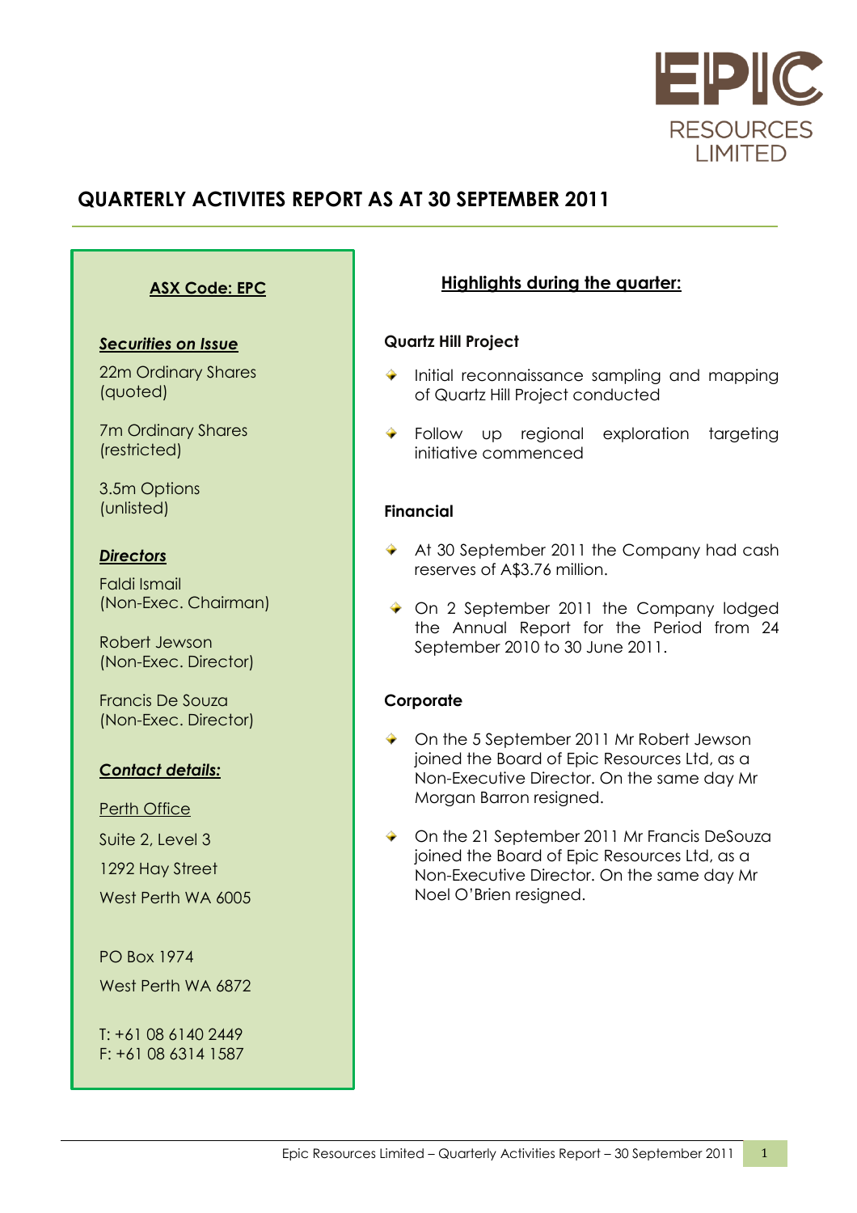EPIC RESOURCES LIMITED

# QUARTERLY ACTIVITES REPORT AS AT 30 SEPTEMBER 2011

**ASX Code: EPC**

***Securities on Issue***

22m Ordinary Shares (quoted)

7m Ordinary Shares (restricted)

3.5m Options (unlisted)

***Directors***

Faldi Ismail (Non-Exec. Chairman)

Robert Jewson (Non-Exec. Director)

Francis De Souza (Non-Exec. Director)

***Contact details:***

Perth Office

Suite 2, Level 3
1292 Hay Street
West Perth WA 6005

PO Box 1974
West Perth WA 6872

T: +61 08 6140 2449
F: +61 08 6314 1587

## Highlights during the quarter:

**Quartz Hill Project**

- Initial reconnaissance sampling and mapping of Quartz Hill Project conducted
- Follow up regional exploration targeting initiative commenced

**Financial**

- At 30 September 2011 the Company had cash reserves of A$3.76 million.
- On 2 September 2011 the Company lodged the Annual Report for the Period from 24 September 2010 to 30 June 2011.

**Corporate**

- On the 5 September 2011 Mr Robert Jewson joined the Board of Epic Resources Ltd, as a Non-Executive Director. On the same day Mr Morgan Barron resigned.
- On the 21 September 2011 Mr Francis DeSouza joined the Board of Epic Resources Ltd, as a Non-Executive Director. On the same day Mr Noel O'Brien resigned.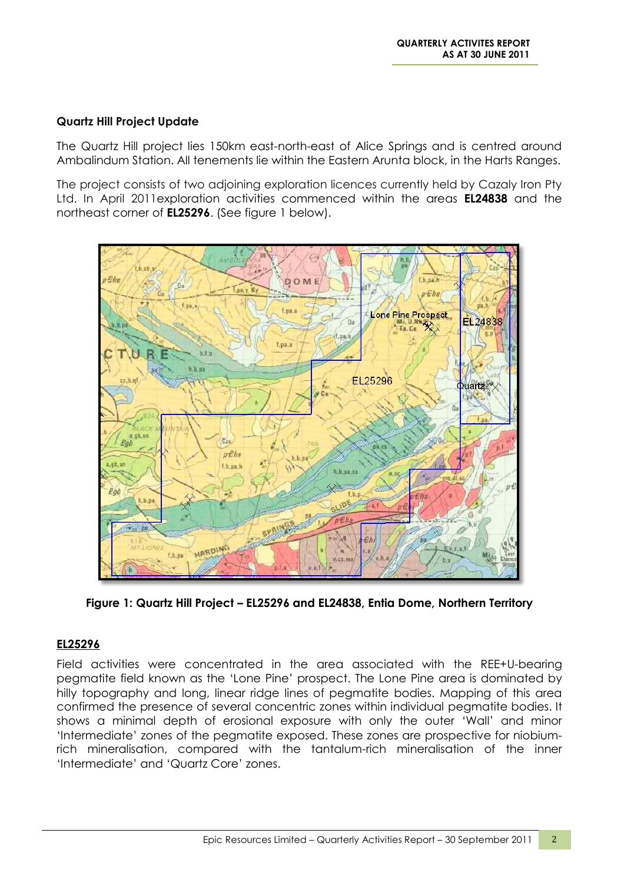## Quartz Hill Project Update

The Quartz Hill project lies 150km east-north-east of Alice Springs and is centred around Ambalindum Station. All tenements lie within the Eastern Arunta block, in the Harts Ranges.

The project consists of two adjoining exploration licences currently held by Cazaly Iron Pty Ltd. In April 2011exploration activities commenced within the areas **EL24838** and the northeast corner of **EL25296**. (See figure 1 below).

**Figure 1: Quartz Hill Project – EL25296 and EL24838, Entia Dome, Northern Territory**

### EL25296

Field activities were concentrated in the area associated with the REE+U-bearing pegmatite field known as the 'Lone Pine' prospect. The Lone Pine area is dominated by hilly topography and long, linear ridge lines of pegmatite bodies. Mapping of this area confirmed the presence of several concentric zones within individual pegmatite bodies. It shows a minimal depth of erosional exposure with only the outer 'Wall' and minor 'Intermediate' zones of the pegmatite exposed. These zones are prospective for niobium-rich mineralisation, compared with the tantalum-rich mineralisation of the inner 'Intermediate' and 'Quartz Core' zones.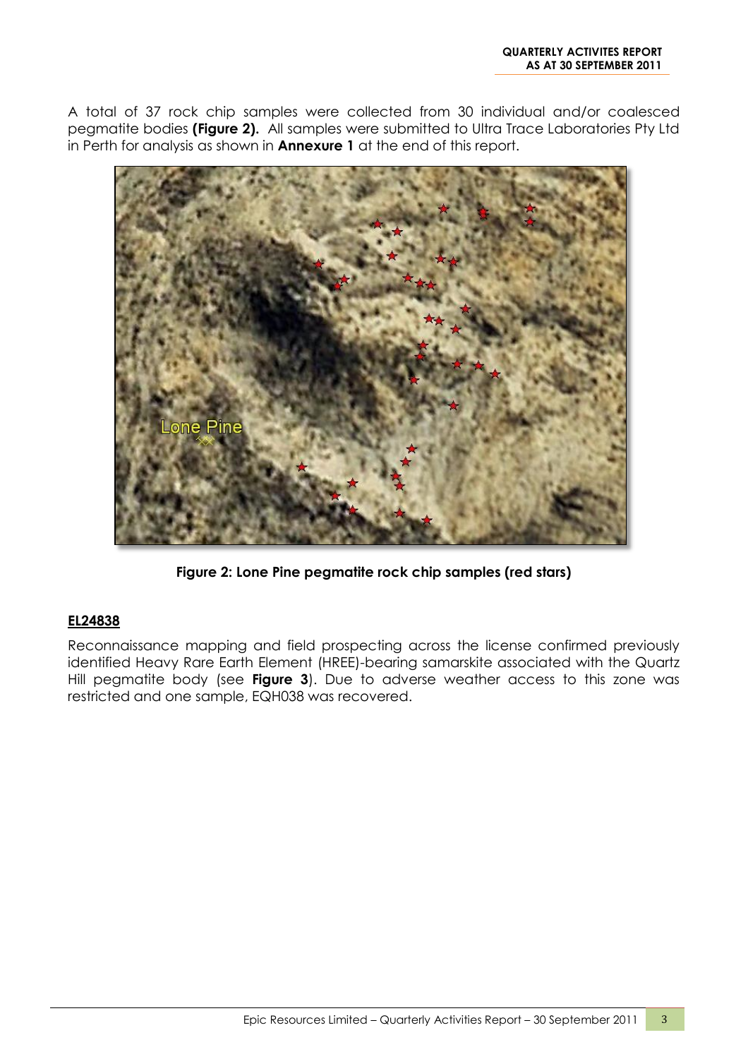A total of 37 rock chip samples were collected from 30 individual and/or coalesced pegmatite bodies **(Figure 2).** All samples were submitted to Ultra Trace Laboratories Pty Ltd in Perth for analysis as shown in **Annexure 1** at the end of this report.

**Figure 2: Lone Pine pegmatite rock chip samples (red stars)**

## EL24838

Reconnaissance mapping and field prospecting across the license confirmed previously identified Heavy Rare Earth Element (HREE)-bearing samarskite associated with the Quartz Hill pegmatite body (see **Figure 3**). Due to adverse weather access to this zone was restricted and one sample, EQH038 was recovered.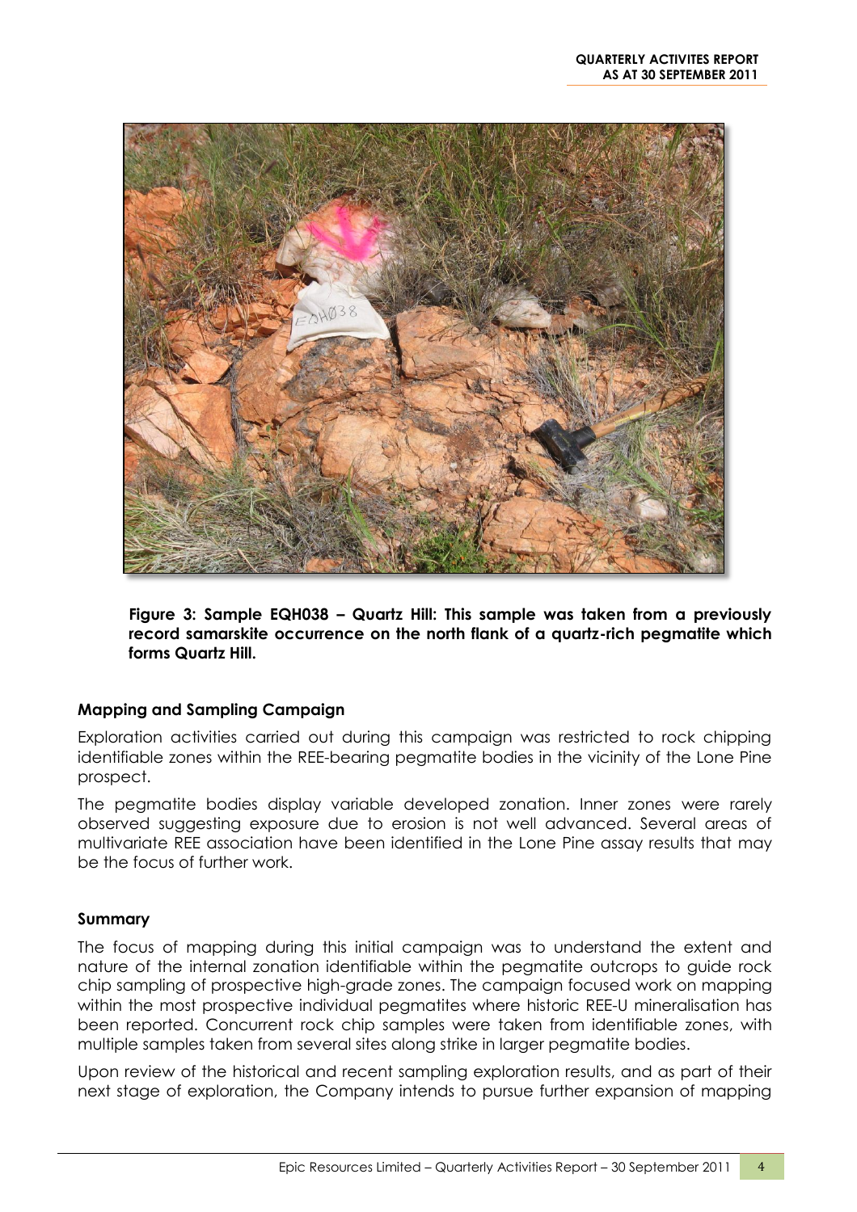**Figure 3: Sample EQH038 – Quartz Hill: This sample was taken from a previously record samarskite occurrence on the north flank of a quartz-rich pegmatite which forms Quartz Hill.**

## Mapping and Sampling Campaign

Exploration activities carried out during this campaign was restricted to rock chipping identifiable zones within the REE-bearing pegmatite bodies in the vicinity of the Lone Pine prospect.

The pegmatite bodies display variable developed zonation. Inner zones were rarely observed suggesting exposure due to erosion is not well advanced. Several areas of multivariate REE association have been identified in the Lone Pine assay results that may be the focus of further work.

## Summary

The focus of mapping during this initial campaign was to understand the extent and nature of the internal zonation identifiable within the pegmatite outcrops to guide rock chip sampling of prospective high-grade zones. The campaign focused work on mapping within the most prospective individual pegmatites where historic REE-U mineralisation has been reported. Concurrent rock chip samples were taken from identifiable zones, with multiple samples taken from several sites along strike in larger pegmatite bodies.

Upon review of the historical and recent sampling exploration results, and as part of their next stage of exploration, the Company intends to pursue further expansion of mapping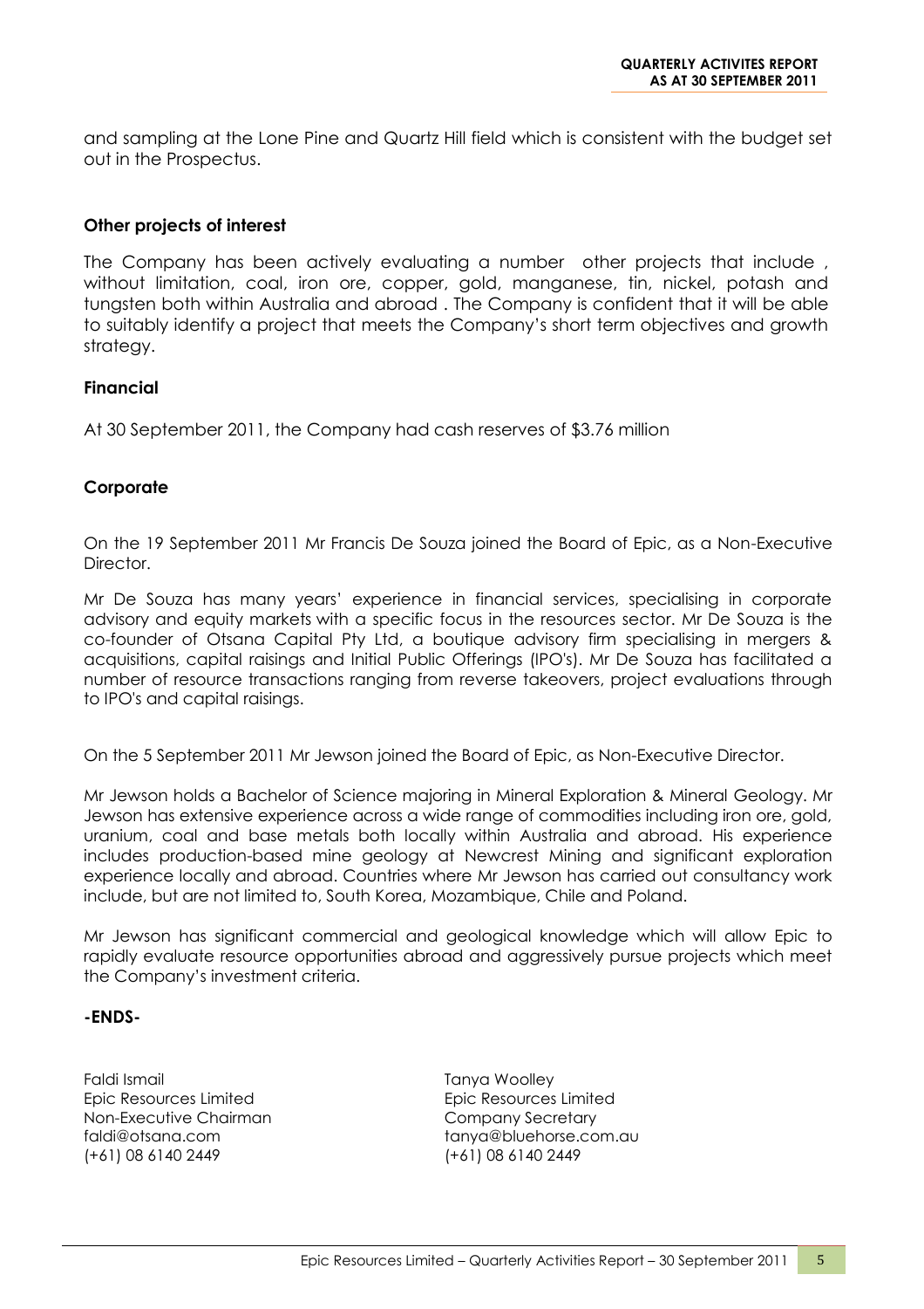and sampling at the Lone Pine and Quartz Hill field which is consistent with the budget set out in the Prospectus.

**Other projects of interest**

The Company has been actively evaluating a number other projects that include , without limitation, coal, iron ore, copper, gold, manganese, tin, nickel, potash and tungsten both within Australia and abroad . The Company is confident that it will be able to suitably identify a project that meets the Company's short term objectives and growth strategy.

**Financial**

At 30 September 2011, the Company had cash reserves of $3.76 million

**Corporate**

On the 19 September 2011 Mr Francis De Souza joined the Board of Epic, as a Non-Executive Director.

Mr De Souza has many years' experience in financial services, specialising in corporate advisory and equity markets with a specific focus in the resources sector. Mr De Souza is the co-founder of Otsana Capital Pty Ltd, a boutique advisory firm specialising in mergers & acquisitions, capital raisings and Initial Public Offerings (IPO's). Mr De Souza has facilitated a number of resource transactions ranging from reverse takeovers, project evaluations through to IPO's and capital raisings.

On the 5 September 2011 Mr Jewson joined the Board of Epic, as Non-Executive Director.

Mr Jewson holds a Bachelor of Science majoring in Mineral Exploration & Mineral Geology. Mr Jewson has extensive experience across a wide range of commodities including iron ore, gold, uranium, coal and base metals both locally within Australia and abroad. His experience includes production-based mine geology at Newcrest Mining and significant exploration experience locally and abroad. Countries where Mr Jewson has carried out consultancy work include, but are not limited to, South Korea, Mozambique, Chile and Poland.

Mr Jewson has significant commercial and geological knowledge which will allow Epic to rapidly evaluate resource opportunities abroad and aggressively pursue projects which meet the Company's investment criteria.

**-ENDS-**

Faldi Ismail
Epic Resources Limited
Non-Executive Chairman
faldi@otsana.com
(+61) 08 6140 2449

Tanya Woolley
Epic Resources Limited
Company Secretary
tanya@bluehorse.com.au
(+61) 08 6140 2449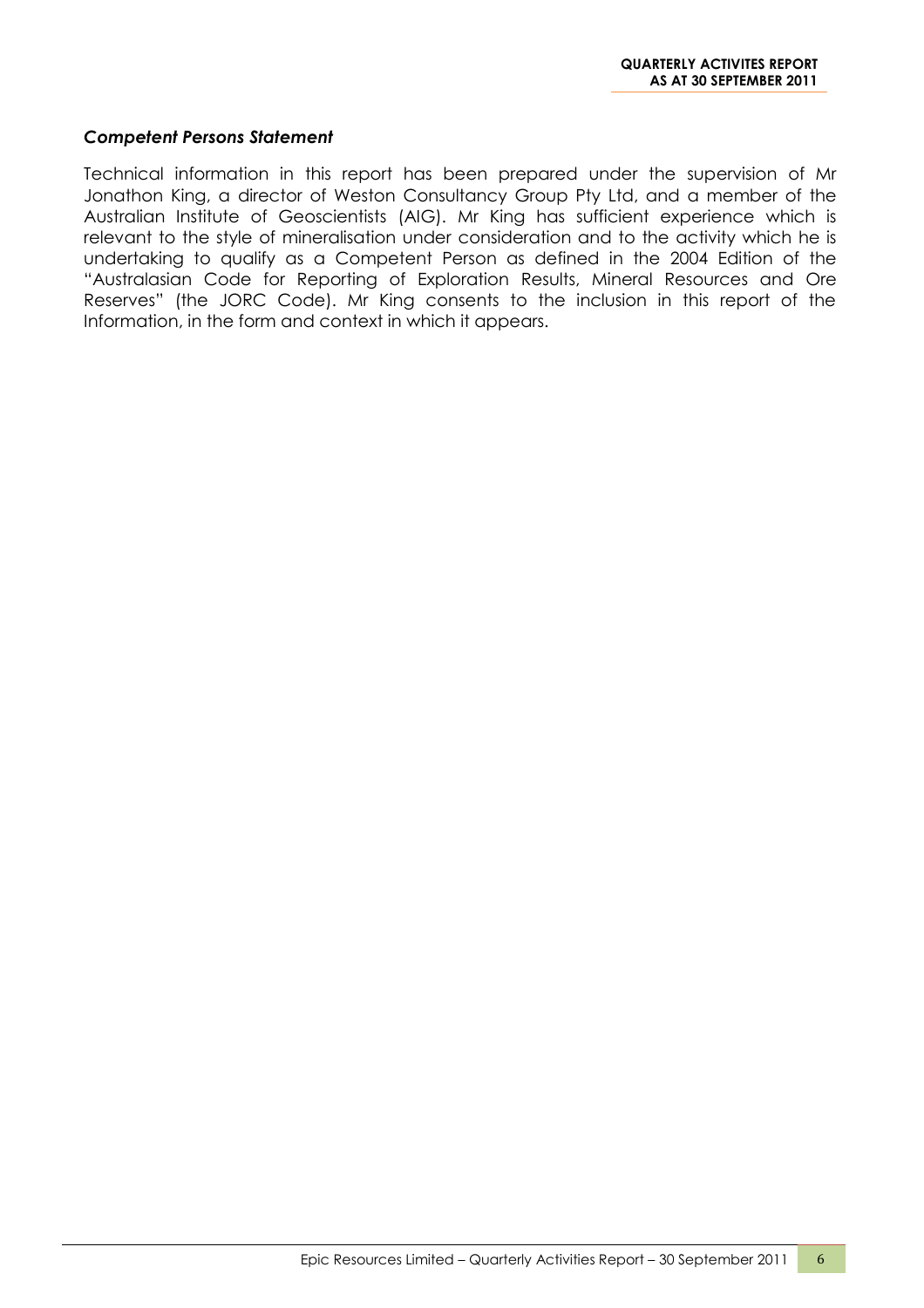### ***Competent Persons Statement***

Technical information in this report has been prepared under the supervision of Mr Jonathon King, a director of Weston Consultancy Group Pty Ltd, and a member of the Australian Institute of Geoscientists (AIG). Mr King has sufficient experience which is relevant to the style of mineralisation under consideration and to the activity which he is undertaking to qualify as a Competent Person as defined in the 2004 Edition of the "Australasian Code for Reporting of Exploration Results, Mineral Resources and Ore Reserves" (the JORC Code). Mr King consents to the inclusion in this report of the Information, in the form and context in which it appears.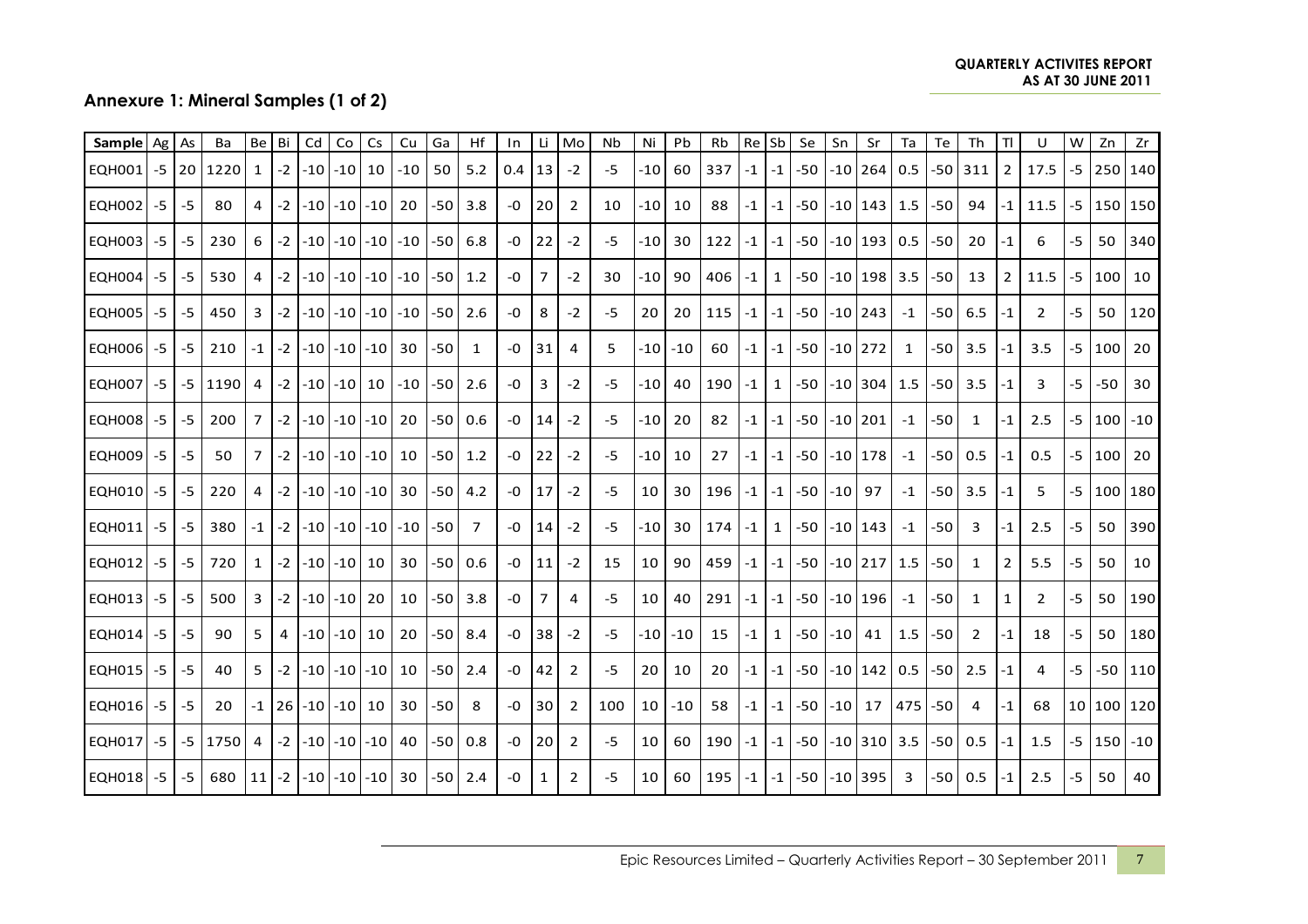## Annexure 1: Mineral Samples (1 of 2)

| Sample | Ag | As | Ba | Be | Bi | Cd | Co | Cs | Cu | Ga | Hf | In | Li | Mo | Nb | Ni | Pb | Rb | Re | Sb | Se | Sn | Sr | Ta | Te | Th | Tl | U | W | Zn | Zr |
|---|---|---|---|---|---|---|---|---|---|---|---|---|---|---|---|---|---|---|---|---|---|---|---|---|---|---|---|---|---|---|---|
| EQH001 | -5 | 20 | 1220 | 1 | -2 | -10 | -10 | 10 | -10 | 50 | 5.2 | 0.4 | 13 | -2 | -5 | -10 | 60 | 337 | -1 | -1 | -50 | -10 | 264 | 0.5 | -50 | 311 | 2 | 17.5 | -5 | 250 | 140 |
| EQH002 | -5 | -5 | 80 | 4 | -2 | -10 | -10 | -10 | 20 | -50 | 3.8 | -0 | 20 | 2 | 10 | -10 | 10 | 88 | -1 | -1 | -50 | -10 | 143 | 1.5 | -50 | 94 | -1 | 11.5 | -5 | 150 | 150 |
| EQH003 | -5 | -5 | 230 | 6 | -2 | -10 | -10 | -10 | -10 | -50 | 6.8 | -0 | 22 | -2 | -5 | -10 | 30 | 122 | -1 | -1 | -50 | -10 | 193 | 0.5 | -50 | 20 | -1 | 6 | -5 | 50 | 340 |
| EQH004 | -5 | -5 | 530 | 4 | -2 | -10 | -10 | -10 | -10 | -50 | 1.2 | -0 | 7 | -2 | 30 | -10 | 90 | 406 | -1 | 1 | -50 | -10 | 198 | 3.5 | -50 | 13 | 2 | 11.5 | -5 | 100 | 10 |
| EQH005 | -5 | -5 | 450 | 3 | -2 | -10 | -10 | -10 | -10 | -50 | 2.6 | -0 | 8 | -2 | -5 | 20 | 20 | 115 | -1 | -1 | -50 | -10 | 243 | -1 | -50 | 6.5 | -1 | 2 | -5 | 50 | 120 |
| EQH006 | -5 | -5 | 210 | -1 | -2 | -10 | -10 | -10 | 30 | -50 | 1 | -0 | 31 | 4 | 5 | -10 | -10 | 60 | -1 | -1 | -50 | -10 | 272 | 1 | -50 | 3.5 | -1 | 3.5 | -5 | 100 | 20 |
| EQH007 | -5 | -5 | 1190 | 4 | -2 | -10 | -10 | 10 | -10 | -50 | 2.6 | -0 | 3 | -2 | -5 | -10 | 40 | 190 | -1 | 1 | -50 | -10 | 304 | 1.5 | -50 | 3.5 | -1 | 3 | -5 | -50 | 30 |
| EQH008 | -5 | -5 | 200 | 7 | -2 | -10 | -10 | -10 | 20 | -50 | 0.6 | -0 | 14 | -2 | -5 | -10 | 20 | 82 | -1 | -1 | -50 | -10 | 201 | -1 | -50 | 1 | -1 | 2.5 | -5 | 100 | -10 |
| EQH009 | -5 | -5 | 50 | 7 | -2 | -10 | -10 | -10 | 10 | -50 | 1.2 | -0 | 22 | -2 | -5 | -10 | 10 | 27 | -1 | -1 | -50 | -10 | 178 | -1 | -50 | 0.5 | -1 | 0.5 | -5 | 100 | 20 |
| EQH010 | -5 | -5 | 220 | 4 | -2 | -10 | -10 | -10 | 30 | -50 | 4.2 | -0 | 17 | -2 | -5 | 10 | 30 | 196 | -1 | -1 | -50 | -10 | 97 | -1 | -50 | 3.5 | -1 | 5 | -5 | 100 | 180 |
| EQH011 | -5 | -5 | 380 | -1 | -2 | -10 | -10 | -10 | -10 | -50 | 7 | -0 | 14 | -2 | -5 | -10 | 30 | 174 | -1 | 1 | -50 | -10 | 143 | -1 | -50 | 3 | -1 | 2.5 | -5 | 50 | 390 |
| EQH012 | -5 | -5 | 720 | 1 | -2 | -10 | -10 | 10 | 30 | -50 | 0.6 | -0 | 11 | -2 | 15 | 10 | 90 | 459 | -1 | -1 | -50 | -10 | 217 | 1.5 | -50 | 1 | 2 | 5.5 | -5 | 50 | 10 |
| EQH013 | -5 | -5 | 500 | 3 | -2 | -10 | -10 | 20 | 10 | -50 | 3.8 | -0 | 7 | 4 | -5 | 10 | 40 | 291 | -1 | -1 | -50 | -10 | 196 | -1 | -50 | 1 | 1 | 2 | -5 | 50 | 190 |
| EQH014 | -5 | -5 | 90 | 5 | 4 | -10 | -10 | 10 | 20 | -50 | 8.4 | -0 | 38 | -2 | -5 | -10 | -10 | 15 | -1 | 1 | -50 | -10 | 41 | 1.5 | -50 | 2 | -1 | 18 | -5 | 50 | 180 |
| EQH015 | -5 | -5 | 40 | 5 | -2 | -10 | -10 | -10 | 10 | -50 | 2.4 | -0 | 42 | 2 | -5 | 20 | 10 | 20 | -1 | -1 | -50 | -10 | 142 | 0.5 | -50 | 2.5 | -1 | 4 | -5 | -50 | 110 |
| EQH016 | -5 | -5 | 20 | -1 | 26 | -10 | -10 | 10 | 30 | -50 | 8 | -0 | 30 | 2 | 100 | 10 | -10 | 58 | -1 | -1 | -50 | -10 | 17 | 475 | -50 | 4 | -1 | 68 | 10 | 100 | 120 |
| EQH017 | -5 | -5 | 1750 | 4 | -2 | -10 | -10 | -10 | 40 | -50 | 0.8 | -0 | 20 | 2 | -5 | 10 | 60 | 190 | -1 | -1 | -50 | -10 | 310 | 3.5 | -50 | 0.5 | -1 | 1.5 | -5 | 150 | -10 |
| EQH018 | -5 | -5 | 680 | 11 | -2 | -10 | -10 | -10 | 30 | -50 | 2.4 | -0 | 1 | 2 | -5 | 10 | 60 | 195 | -1 | -1 | -50 | -10 | 395 | 3 | -50 | 0.5 | -1 | 2.5 | -5 | 50 | 40 |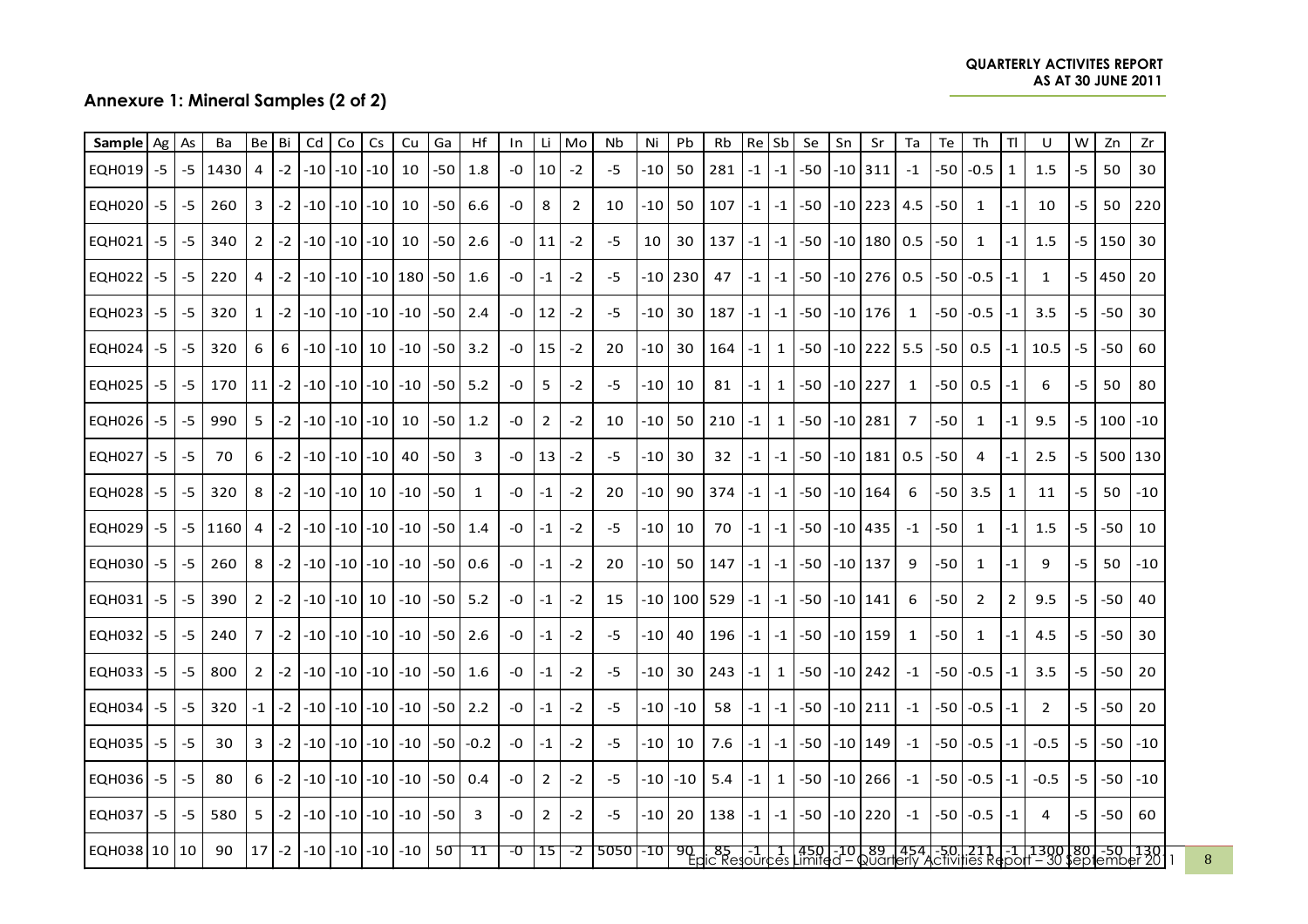## Annexure 1: Mineral Samples (2 of 2)

| Sample | Ag | As | Ba | Be | Bi | Cd | Co | Cs | Cu | Ga | Hf | In | Li | Mo | Nb | Ni | Pb | Rb | Re | Sb | Se | Sn | Sr | Ta | Te | Th | Tl | U | W | Zn | Zr |
|---|---|---|---|---|---|---|---|---|---|---|---|---|---|---|---|---|---|---|---|---|---|---|---|---|---|---|---|---|---|---|---|
| EQH019 | -5 | -5 | 1430 | 4 | -2 | -10 | -10 | -10 | 10 | -50 | 1.8 | -0 | 10 | -2 | -5 | -10 | 50 | 281 | -1 | -1 | -50 | -10 | 311 | -1 | -50 | -0.5 | 1 | 1.5 | -5 | 50 | 30 |
| EQH020 | -5 | -5 | 260 | 3 | -2 | -10 | -10 | -10 | 10 | -50 | 6.6 | -0 | 8 | 2 | 10 | -10 | 50 | 107 | -1 | -1 | -50 | -10 | 223 | 4.5 | -50 | 1 | -1 | 10 | -5 | 50 | 220 |
| EQH021 | -5 | -5 | 340 | 2 | -2 | -10 | -10 | -10 | 10 | -50 | 2.6 | -0 | 11 | -2 | -5 | 10 | 30 | 137 | -1 | -1 | -50 | -10 | 180 | 0.5 | -50 | 1 | -1 | 1.5 | -5 | 150 | 30 |
| EQH022 | -5 | -5 | 220 | 4 | -2 | -10 | -10 | -10 | 180 | -50 | 1.6 | -0 | -1 | -2 | -5 | -10 | 230 | 47 | -1 | -1 | -50 | -10 | 276 | 0.5 | -50 | -0.5 | -1 | 1 | -5 | 450 | 20 |
| EQH023 | -5 | -5 | 320 | 1 | -2 | -10 | -10 | -10 | -10 | -50 | 2.4 | -0 | 12 | -2 | -5 | -10 | 30 | 187 | -1 | -1 | -50 | -10 | 176 | 1 | -50 | -0.5 | -1 | 3.5 | -5 | -50 | 30 |
| EQH024 | -5 | -5 | 320 | 6 | 6 | -10 | -10 | 10 | -10 | -50 | 3.2 | -0 | 15 | -2 | 20 | -10 | 30 | 164 | -1 | 1 | -50 | -10 | 222 | 5.5 | -50 | 0.5 | -1 | 10.5 | -5 | -50 | 60 |
| EQH025 | -5 | -5 | 170 | 11 | -2 | -10 | -10 | -10 | -10 | -50 | 5.2 | -0 | 5 | -2 | -5 | -10 | 10 | 81 | -1 | 1 | -50 | -10 | 227 | 1 | -50 | 0.5 | -1 | 6 | -5 | 50 | 80 |
| EQH026 | -5 | -5 | 990 | 5 | -2 | -10 | -10 | -10 | 10 | -50 | 1.2 | -0 | 2 | -2 | 10 | -10 | 50 | 210 | -1 | 1 | -50 | -10 | 281 | 7 | -50 | 1 | -1 | 9.5 | -5 | 100 | -10 |
| EQH027 | -5 | -5 | 70 | 6 | -2 | -10 | -10 | -10 | 40 | -50 | 3 | -0 | 13 | -2 | -5 | -10 | 30 | 32 | -1 | -1 | -50 | -10 | 181 | 0.5 | -50 | 4 | -1 | 2.5 | -5 | 500 | 130 |
| EQH028 | -5 | -5 | 320 | 8 | -2 | -10 | -10 | 10 | -10 | -50 | 1 | -0 | -1 | -2 | 20 | -10 | 90 | 374 | -1 | -1 | -50 | -10 | 164 | 6 | -50 | 3.5 | 1 | 11 | -5 | 50 | -10 |
| EQH029 | -5 | -5 | 1160 | 4 | -2 | -10 | -10 | -10 | -10 | -50 | 1.4 | -0 | -1 | -2 | -5 | -10 | 10 | 70 | -1 | -1 | -50 | -10 | 435 | -1 | -50 | 1 | -1 | 1.5 | -5 | -50 | 10 |
| EQH030 | -5 | -5 | 260 | 8 | -2 | -10 | -10 | -10 | -10 | -50 | 0.6 | -0 | -1 | -2 | 20 | -10 | 50 | 147 | -1 | -1 | -50 | -10 | 137 | 9 | -50 | 1 | -1 | 9 | -5 | 50 | -10 |
| EQH031 | -5 | -5 | 390 | 2 | -2 | -10 | -10 | 10 | -10 | -50 | 5.2 | -0 | -1 | -2 | 15 | -10 | 100 | 529 | -1 | -1 | -50 | -10 | 141 | 6 | -50 | 2 | 2 | 9.5 | -5 | -50 | 40 |
| EQH032 | -5 | -5 | 240 | 7 | -2 | -10 | -10 | -10 | -10 | -50 | 2.6 | -0 | -1 | -2 | -5 | -10 | 40 | 196 | -1 | -1 | -50 | -10 | 159 | 1 | -50 | 1 | -1 | 4.5 | -5 | -50 | 30 |
| EQH033 | -5 | -5 | 800 | 2 | -2 | -10 | -10 | -10 | -10 | -50 | 1.6 | -0 | -1 | -2 | -5 | -10 | 30 | 243 | -1 | 1 | -50 | -10 | 242 | -1 | -50 | -0.5 | -1 | 3.5 | -5 | -50 | 20 |
| EQH034 | -5 | -5 | 320 | -1 | -2 | -10 | -10 | -10 | -10 | -50 | 2.2 | -0 | -1 | -2 | -5 | -10 | -10 | 58 | -1 | -1 | -50 | -10 | 211 | -1 | -50 | -0.5 | -1 | 2 | -5 | -50 | 20 |
| EQH035 | -5 | -5 | 30 | 3 | -2 | -10 | -10 | -10 | -10 | -50 | -0.2 | -0 | -1 | -2 | -5 | -10 | 10 | 7.6 | -1 | -1 | -50 | -10 | 149 | -1 | -50 | -0.5 | -1 | -0.5 | -5 | -50 | -10 |
| EQH036 | -5 | -5 | 80 | 6 | -2 | -10 | -10 | -10 | -10 | -50 | 0.4 | -0 | 2 | -2 | -5 | -10 | -10 | 5.4 | -1 | 1 | -50 | -10 | 266 | -1 | -50 | -0.5 | -1 | -0.5 | -5 | -50 | -10 |
| EQH037 | -5 | -5 | 580 | 5 | -2 | -10 | -10 | -10 | -10 | -50 | 3 | -0 | 2 | -2 | -5 | -10 | 20 | 138 | -1 | -1 | -50 | -10 | 220 | -1 | -50 | -0.5 | -1 | 4 | -5 | -50 | 60 |
| EQH038 | 10 | 10 | 90 | 17 | -2 | -10 | -10 | -10 | -10 | 50 | 11 | -0 | 15 | -2 | 5050 | -10 | 90 | 85 | -1 | 1 | 450 | -10 | 89 | 454 | -50 | 211 | -1 | 1300 | 80 | -50 | 130 |